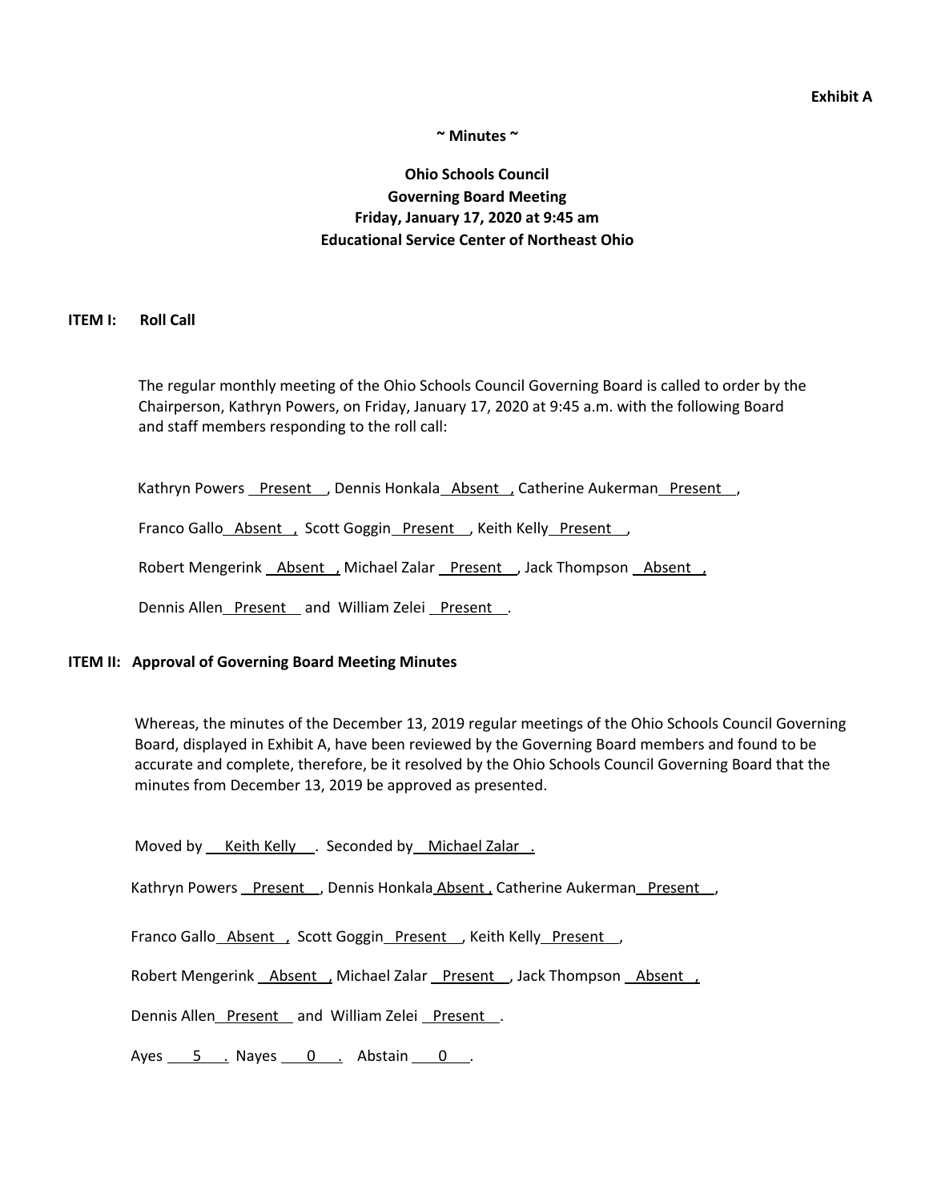**Exhibit A**

**~ Minutes ~**

**Ohio Schools Council**
**Governing Board Meeting**
**Friday, January 17, 2020 at 9:45 am**
**Educational Service Center of Northeast Ohio**

## ITEM I: Roll Call

The regular monthly meeting of the Ohio Schools Council Governing Board is called to order by the Chairperson, Kathryn Powers, on Friday, January 17, 2020 at 9:45 a.m. with the following Board and staff members responding to the roll call:

Kathryn Powers Present, Dennis Honkala Absent, Catherine Aukerman Present,

Franco Gallo Absent, Scott Goggin Present, Keith Kelly Present,

Robert Mengerink Absent, Michael Zalar Present, Jack Thompson Absent,

Dennis Allen Present and William Zelei Present.

## ITEM II: Approval of Governing Board Meeting Minutes

Whereas, the minutes of the December 13, 2019 regular meetings of the Ohio Schools Council Governing Board, displayed in Exhibit A, have been reviewed by the Governing Board members and found to be accurate and complete, therefore, be it resolved by the Ohio Schools Council Governing Board that the minutes from December 13, 2019 be approved as presented.

Moved by Keith Kelly. Seconded by Michael Zalar.

Kathryn Powers Present, Dennis Honkala Absent, Catherine Aukerman Present,

Franco Gallo Absent, Scott Goggin Present, Keith Kelly Present,

Robert Mengerink Absent, Michael Zalar Present, Jack Thompson Absent,

Dennis Allen Present and William Zelei Present.

Ayes 5. Nayes 0. Abstain 0.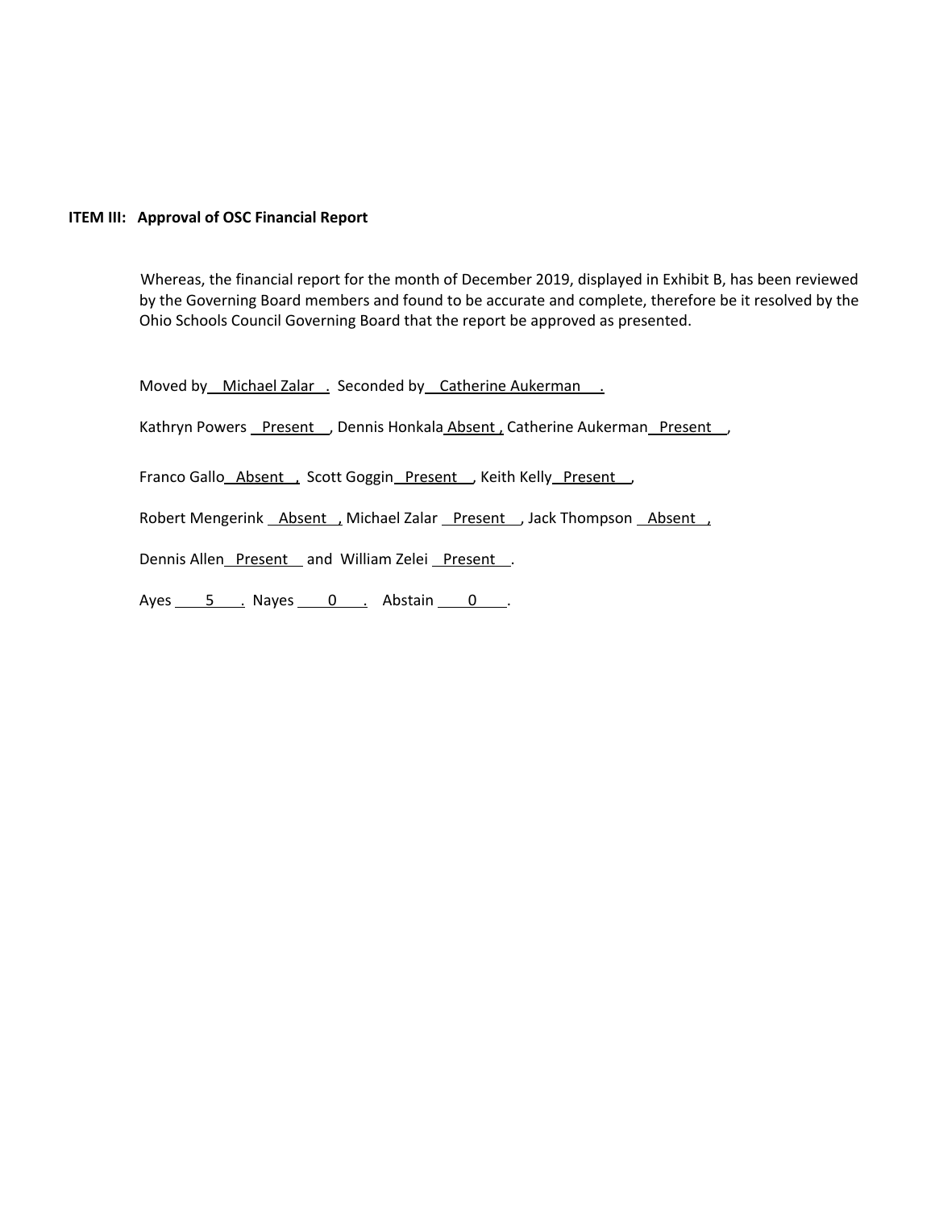**ITEM III: Approval of OSC Financial Report**

Whereas, the financial report for the month of December 2019, displayed in Exhibit B, has been reviewed by the Governing Board members and found to be accurate and complete, therefore be it resolved by the Ohio Schools Council Governing Board that the report be approved as presented.

Moved by Michael Zalar. Seconded by Catherine Aukerman.

Kathryn Powers Present, Dennis Honkala Absent, Catherine Aukerman Present,

Franco Gallo Absent, Scott Goggin Present, Keith Kelly Present,

Robert Mengerink Absent, Michael Zalar Present, Jack Thompson Absent,

Dennis Allen Present and William Zelei Present.

Ayes 5. Nayes 0. Abstain 0.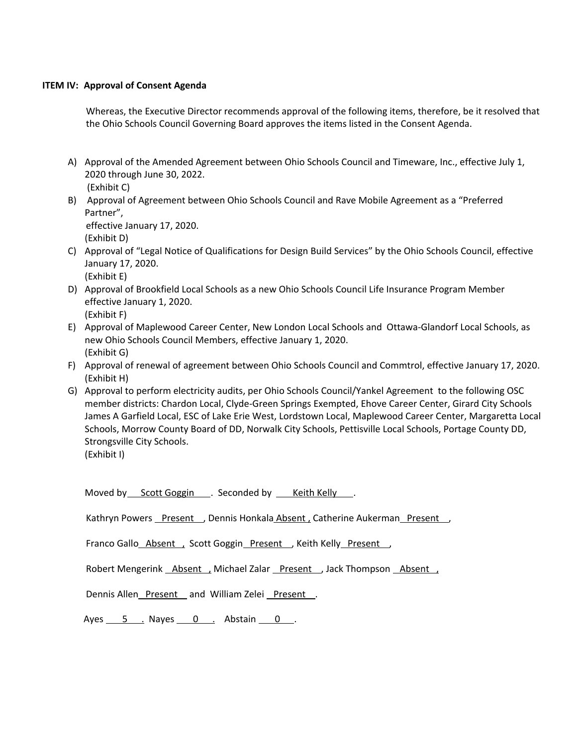**ITEM IV: Approval of Consent Agenda**

Whereas, the Executive Director recommends approval of the following items, therefore, be it resolved that the Ohio Schools Council Governing Board approves the items listed in the Consent Agenda.

A) Approval of the Amended Agreement between Ohio Schools Council and Timeware, Inc., effective July 1, 2020 through June 30, 2022.
(Exhibit C)

B) Approval of Agreement between Ohio Schools Council and Rave Mobile Agreement as a "Preferred Partner",
effective January 17, 2020.
(Exhibit D)

C) Approval of "Legal Notice of Qualifications for Design Build Services" by the Ohio Schools Council, effective January 17, 2020.
(Exhibit E)

D) Approval of Brookfield Local Schools as a new Ohio Schools Council Life Insurance Program Member effective January 1, 2020.
(Exhibit F)

E) Approval of Maplewood Career Center, New London Local Schools and Ottawa-Glandorf Local Schools, as new Ohio Schools Council Members, effective January 1, 2020.
(Exhibit G)

F) Approval of renewal of agreement between Ohio Schools Council and Commtrol, effective January 17, 2020.
(Exhibit H)

G) Approval to perform electricity audits, per Ohio Schools Council/Yankel Agreement to the following OSC member districts: Chardon Local, Clyde-Green Springs Exempted, Ehove Career Center, Girard City Schools James A Garfield Local, ESC of Lake Erie West, Lordstown Local, Maplewood Career Center, Margaretta Local Schools, Morrow County Board of DD, Norwalk City Schools, Pettisville Local Schools, Portage County DD, Strongsville City Schools.
(Exhibit I)

Moved by Scott Goggin. Seconded by Keith Kelly.

Kathryn Powers Present, Dennis Honkala Absent, Catherine Aukerman Present,

Franco Gallo Absent, Scott Goggin Present, Keith Kelly Present,

Robert Mengerink Absent, Michael Zalar Present, Jack Thompson Absent,

Dennis Allen Present and William Zelei Present.

Ayes 5. Nayes 0. Abstain 0.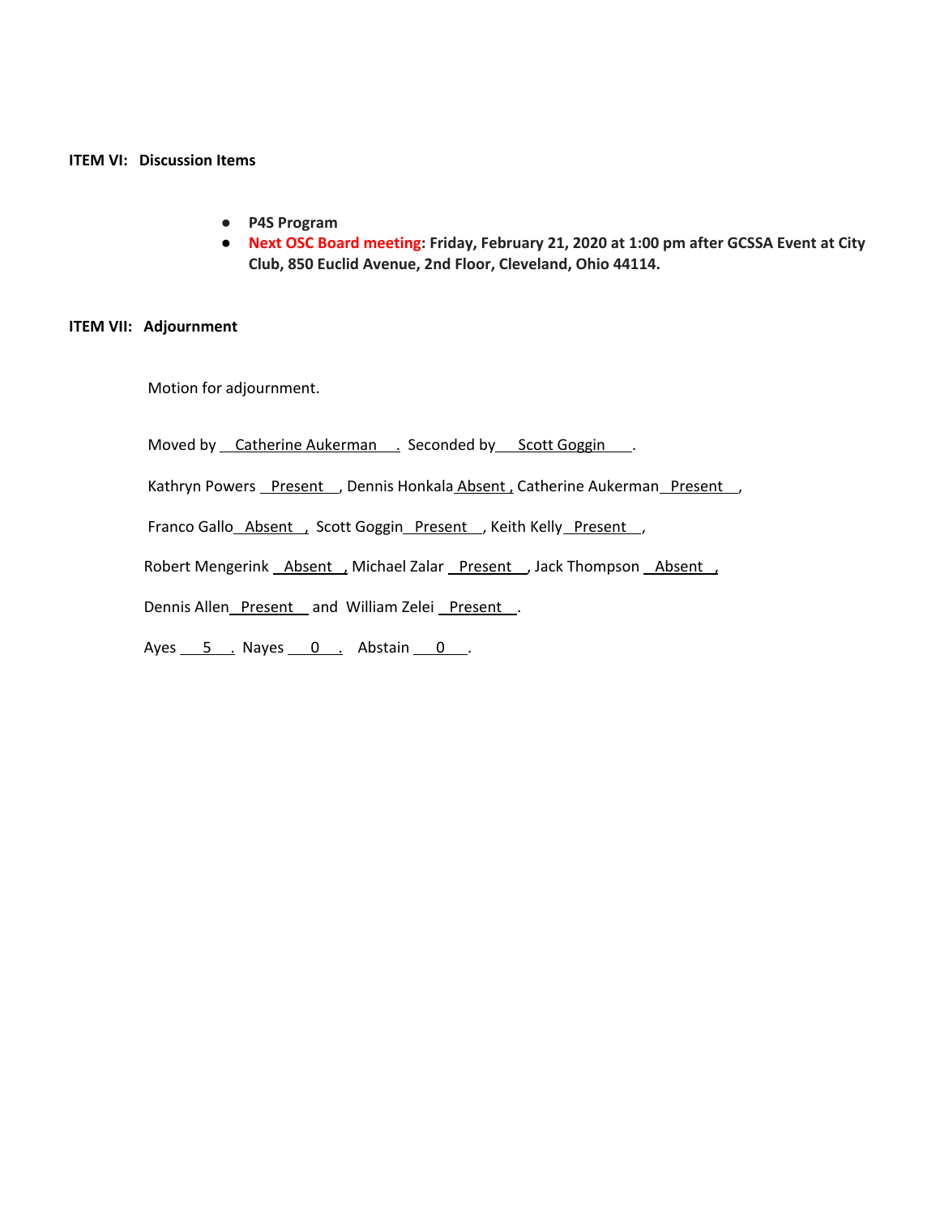**ITEM VI: Discussion Items**

- **P4S Program**
- **Next OSC Board meeting: Friday, February 21, 2020 at 1:00 pm after GCSSA Event at City Club, 850 Euclid Avenue, 2nd Floor, Cleveland, Ohio 44114.**

**ITEM VII: Adjournment**

Motion for adjournment.

Moved by Catherine Aukerman. Seconded by Scott Goggin.

Kathryn Powers Present, Dennis Honkala Absent, Catherine Aukerman Present,

Franco Gallo Absent, Scott Goggin Present, Keith Kelly Present,

Robert Mengerink Absent, Michael Zalar Present, Jack Thompson Absent,

Dennis Allen Present and William Zelei Present.

Ayes 5. Nayes 0. Abstain 0.